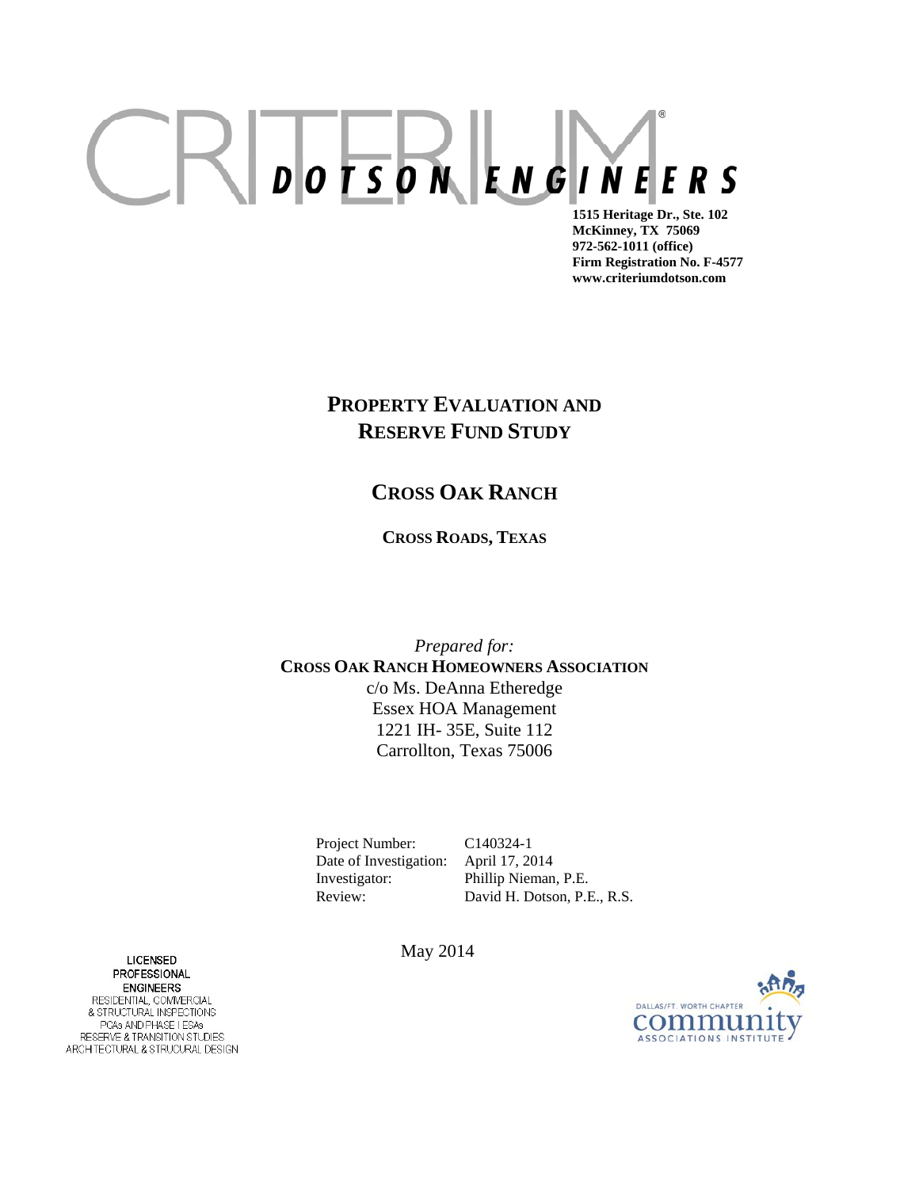CRITERIUM® DOTSON ENGINEERS

**1515 Heritage Dr., Ste. 102**
**McKinney, TX 75069**
**972-562-1011 (office)**
**Firm Registration No. F-4577**
**www.criteriumdotson.com**

# PROPERTY EVALUATION AND RESERVE FUND STUDY

## CROSS OAK RANCH

### CROSS ROADS, TEXAS

*Prepared for:*
**CROSS OAK RANCH HOMEOWNERS ASSOCIATION**
c/o Ms. DeAnna Etheredge
Essex HOA Management
1221 IH- 35E, Suite 112
Carrollton, Texas 75006

| | |
|---|---|
| Project Number: | C140324-1 |
| Date of Investigation: | April 17, 2014 |
| Investigator: | Phillip Nieman, P.E. |
| Review: | David H. Dotson, P.E., R.S. |

May 2014

LICENSED PROFESSIONAL ENGINEERS
RESIDENTIAL, COMMERCIAL & STRUCTURAL INSPECTIONS
PCAs AND PHASE I ESAs
RESERVE & TRANSITION STUDIES
ARCHITECTURAL & STRUCURAL DESIGN

DALLAS/FT. WORTH CHAPTER community ASSOCIATIONS INSTITUTE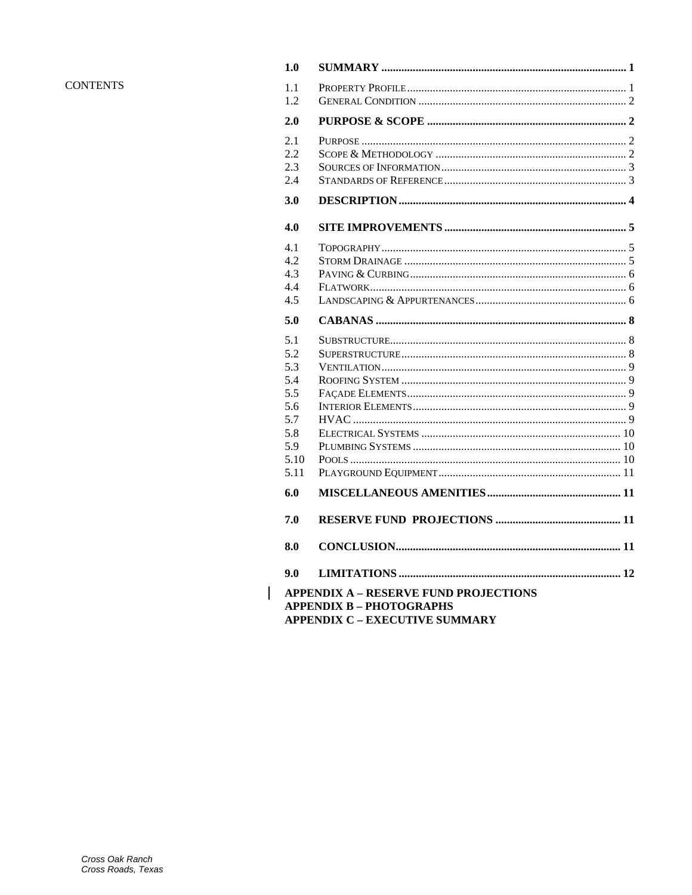CONTENTS

| | | |
|---|---|---|
| **1.0** | **SUMMARY** | **1** |
| 1.1 | Property Profile | 1 |
| 1.2 | General Condition | 2 |
| **2.0** | **PURPOSE & SCOPE** | **2** |
| 2.1 | Purpose | 2 |
| 2.2 | Scope & Methodology | 2 |
| 2.3 | Sources of Information | 3 |
| 2.4 | Standards of Reference | 3 |
| **3.0** | **DESCRIPTION** | **4** |
| **4.0** | **SITE IMPROVEMENTS** | **5** |
| 4.1 | Topography | 5 |
| 4.2 | Storm Drainage | 5 |
| 4.3 | Paving & Curbing | 6 |
| 4.4 | Flatwork | 6 |
| 4.5 | Landscaping & Appurtenances | 6 |
| **5.0** | **CABANAS** | **8** |
| 5.1 | Substructure | 8 |
| 5.2 | Superstructure | 8 |
| 5.3 | Ventilation | 9 |
| 5.4 | Roofing System | 9 |
| 5.5 | Façade Elements | 9 |
| 5.6 | Interior Elements | 9 |
| 5.7 | HVAC | 9 |
| 5.8 | Electrical Systems | 10 |
| 5.9 | Plumbing Systems | 10 |
| 5.10 | Pools | 10 |
| 5.11 | Playground Equipment | 11 |
| **6.0** | **MISCELLANEOUS AMENITIES** | **11** |
| **7.0** | **RESERVE FUND PROJECTIONS** | **11** |
| **8.0** | **CONCLUSION** | **11** |
| **9.0** | **LIMITATIONS** | **12** |

**APPENDIX A – RESERVE FUND PROJECTIONS**
**APPENDIX B – PHOTOGRAPHS**
**APPENDIX C – EXECUTIVE SUMMARY**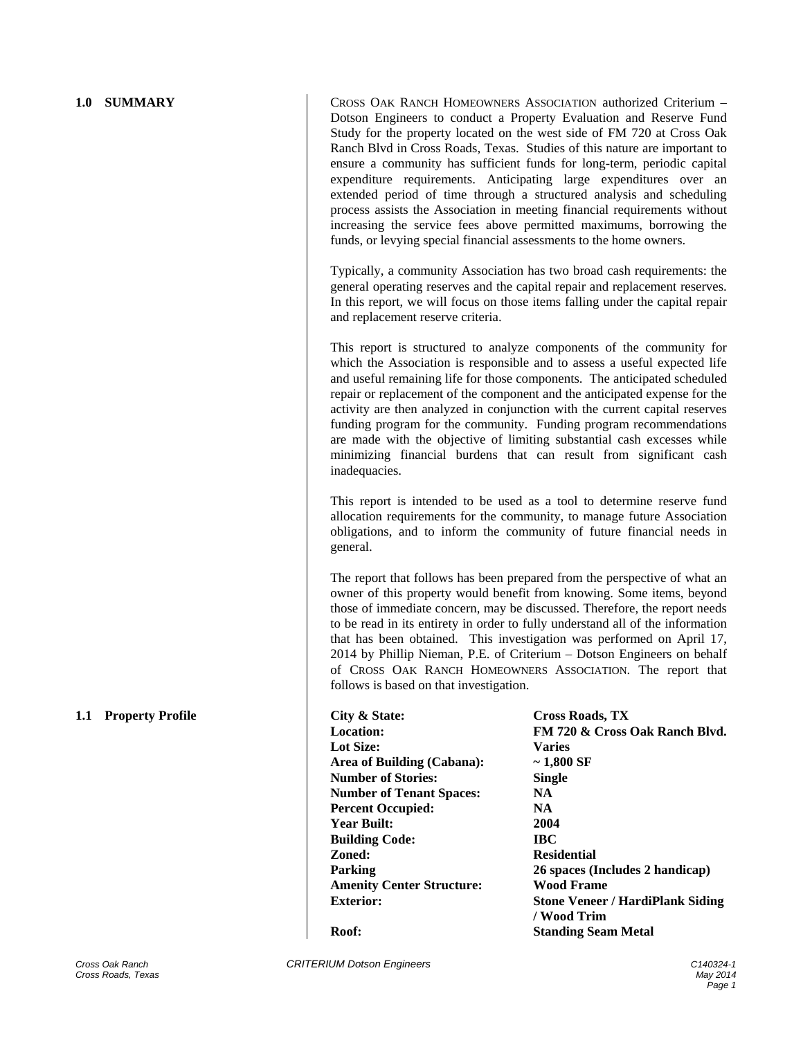## 1.0 SUMMARY

CROSS OAK RANCH HOMEOWNERS ASSOCIATION authorized Criterium – Dotson Engineers to conduct a Property Evaluation and Reserve Fund Study for the property located on the west side of FM 720 at Cross Oak Ranch Blvd in Cross Roads, Texas. Studies of this nature are important to ensure a community has sufficient funds for long-term, periodic capital expenditure requirements. Anticipating large expenditures over an extended period of time through a structured analysis and scheduling process assists the Association in meeting financial requirements without increasing the service fees above permitted maximums, borrowing the funds, or levying special financial assessments to the home owners.

Typically, a community Association has two broad cash requirements: the general operating reserves and the capital repair and replacement reserves. In this report, we will focus on those items falling under the capital repair and replacement reserve criteria.

This report is structured to analyze components of the community for which the Association is responsible and to assess a useful expected life and useful remaining life for those components. The anticipated scheduled repair or replacement of the component and the anticipated expense for the activity are then analyzed in conjunction with the current capital reserves funding program for the community. Funding program recommendations are made with the objective of limiting substantial cash excesses while minimizing financial burdens that can result from significant cash inadequacies.

This report is intended to be used as a tool to determine reserve fund allocation requirements for the community, to manage future Association obligations, and to inform the community of future financial needs in general.

The report that follows has been prepared from the perspective of what an owner of this property would benefit from knowing. Some items, beyond those of immediate concern, may be discussed. Therefore, the report needs to be read in its entirety in order to fully understand all of the information that has been obtained. This investigation was performed on April 17, 2014 by Phillip Nieman, P.E. of Criterium – Dotson Engineers on behalf of CROSS OAK RANCH HOMEOWNERS ASSOCIATION. The report that follows is based on that investigation.

## 1.1 Property Profile

| | |
|---|---|
| **City & State:** | **Cross Roads, TX** |
| **Location:** | **FM 720 & Cross Oak Ranch Blvd.** |
| **Lot Size:** | **Varies** |
| **Area of Building (Cabana):** | **~ 1,800 SF** |
| **Number of Stories:** | **Single** |
| **Number of Tenant Spaces:** | **NA** |
| **Percent Occupied:** | **NA** |
| **Year Built:** | **2004** |
| **Building Code:** | **IBC** |
| **Zoned:** | **Residential** |
| **Parking** | **26 spaces (Includes 2 handicap)** |
| **Amenity Center Structure:** | **Wood Frame** |
| **Exterior:** | **Stone Veneer / HardiPlank Siding / Wood Trim** |
| **Roof:** | **Standing Seam Metal** |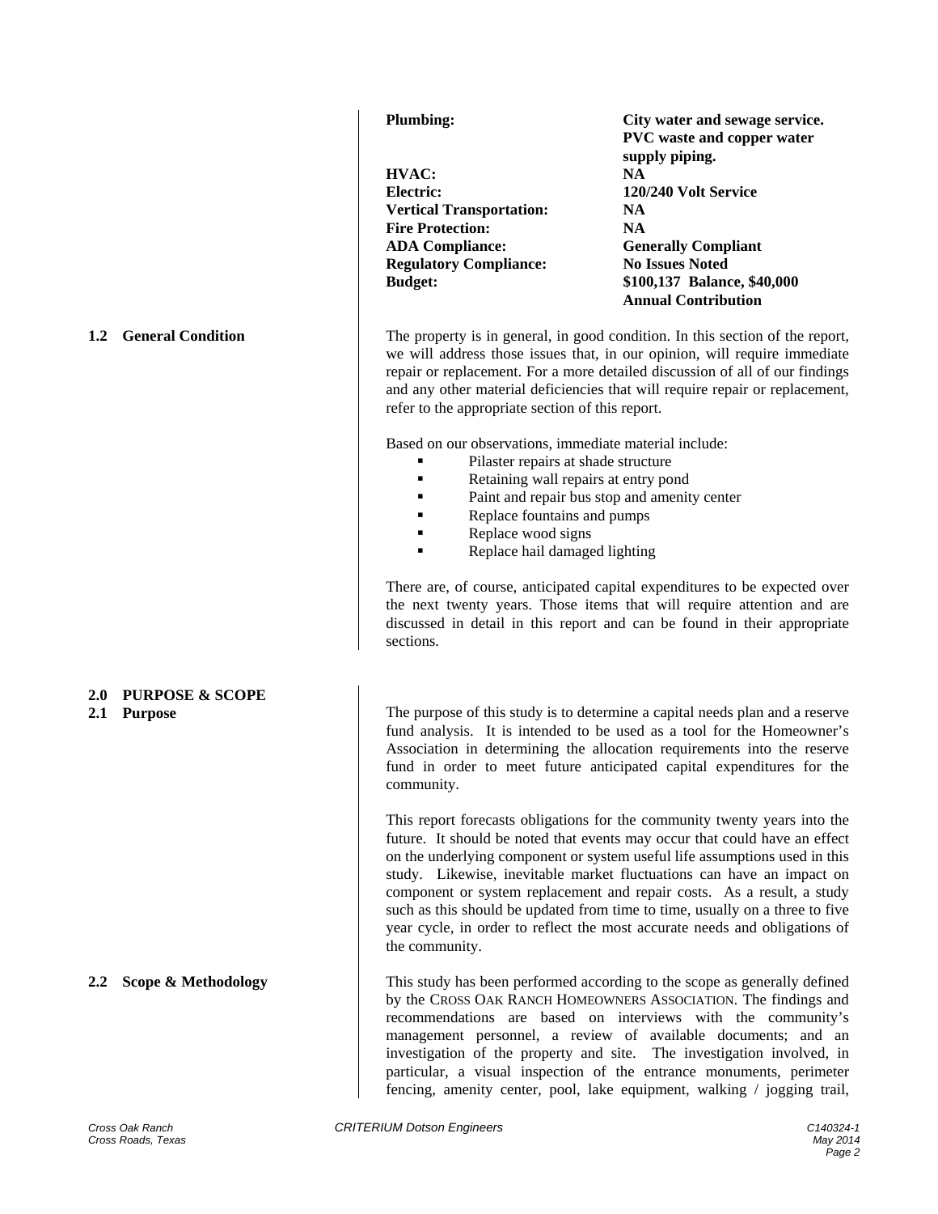| | |
|---|---|
| **Plumbing:** | **City water and sewage service. PVC waste and copper water supply piping.** |
| **HVAC:** | **NA** |
| **Electric:** | **120/240 Volt Service** |
| **Vertical Transportation:** | **NA** |
| **Fire Protection:** | **NA** |
| **ADA Compliance:** | **Generally Compliant** |
| **Regulatory Compliance:** | **No Issues Noted** |
| **Budget:** | **$100,137 Balance, $40,000 Annual Contribution** |

### 1.2 General Condition

The property is in general, in good condition. In this section of the report, we will address those issues that, in our opinion, will require immediate repair or replacement. For a more detailed discussion of all of our findings and any other material deficiencies that will require repair or replacement, refer to the appropriate section of this report.

Based on our observations, immediate material include:

- Pilaster repairs at shade structure
- Retaining wall repairs at entry pond
- Paint and repair bus stop and amenity center
- Replace fountains and pumps
- Replace wood signs
- Replace hail damaged lighting

There are, of course, anticipated capital expenditures to be expected over the next twenty years. Those items that will require attention and are discussed in detail in this report and can be found in their appropriate sections.

## 2.0 PURPOSE & SCOPE

### 2.1 Purpose

The purpose of this study is to determine a capital needs plan and a reserve fund analysis. It is intended to be used as a tool for the Homeowner's Association in determining the allocation requirements into the reserve fund in order to meet future anticipated capital expenditures for the community.

This report forecasts obligations for the community twenty years into the future. It should be noted that events may occur that could have an effect on the underlying component or system useful life assumptions used in this study. Likewise, inevitable market fluctuations can have an impact on component or system replacement and repair costs. As a result, a study such as this should be updated from time to time, usually on a three to five year cycle, in order to reflect the most accurate needs and obligations of the community.

### 2.2 Scope & Methodology

This study has been performed according to the scope as generally defined by the CROSS OAK RANCH HOMEOWNERS ASSOCIATION. The findings and recommendations are based on interviews with the community's management personnel, a review of available documents; and an investigation of the property and site. The investigation involved, in particular, a visual inspection of the entrance monuments, perimeter fencing, amenity center, pool, lake equipment, walking / jogging trail,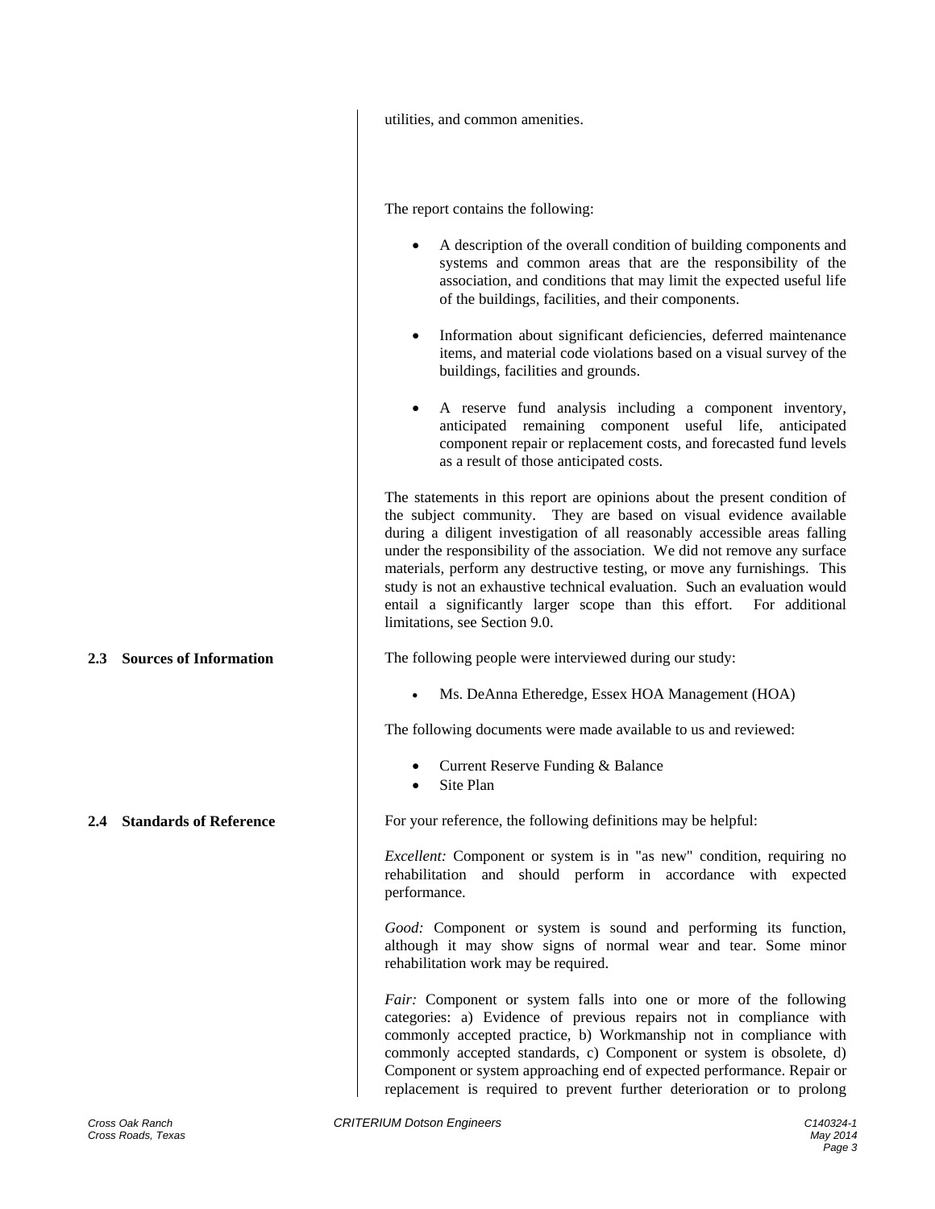utilities, and common amenities.

The report contains the following:

- A description of the overall condition of building components and systems and common areas that are the responsibility of the association, and conditions that may limit the expected useful life of the buildings, facilities, and their components.
- Information about significant deficiencies, deferred maintenance items, and material code violations based on a visual survey of the buildings, facilities and grounds.
- A reserve fund analysis including a component inventory, anticipated remaining component useful life, anticipated component repair or replacement costs, and forecasted fund levels as a result of those anticipated costs.

The statements in this report are opinions about the present condition of the subject community. They are based on visual evidence available during a diligent investigation of all reasonably accessible areas falling under the responsibility of the association. We did not remove any surface materials, perform any destructive testing, or move any furnishings. This study is not an exhaustive technical evaluation. Such an evaluation would entail a significantly larger scope than this effort. For additional limitations, see Section 9.0.

### 2.3 Sources of Information

The following people were interviewed during our study:

- Ms. DeAnna Etheredge, Essex HOA Management (HOA)

The following documents were made available to us and reviewed:

- Current Reserve Funding & Balance
- Site Plan

### 2.4 Standards of Reference

For your reference, the following definitions may be helpful:

*Excellent:* Component or system is in "as new" condition, requiring no rehabilitation and should perform in accordance with expected performance.

*Good:* Component or system is sound and performing its function, although it may show signs of normal wear and tear. Some minor rehabilitation work may be required.

*Fair:* Component or system falls into one or more of the following categories: a) Evidence of previous repairs not in compliance with commonly accepted practice, b) Workmanship not in compliance with commonly accepted standards, c) Component or system is obsolete, d) Component or system approaching end of expected performance. Repair or replacement is required to prevent further deterioration or to prolong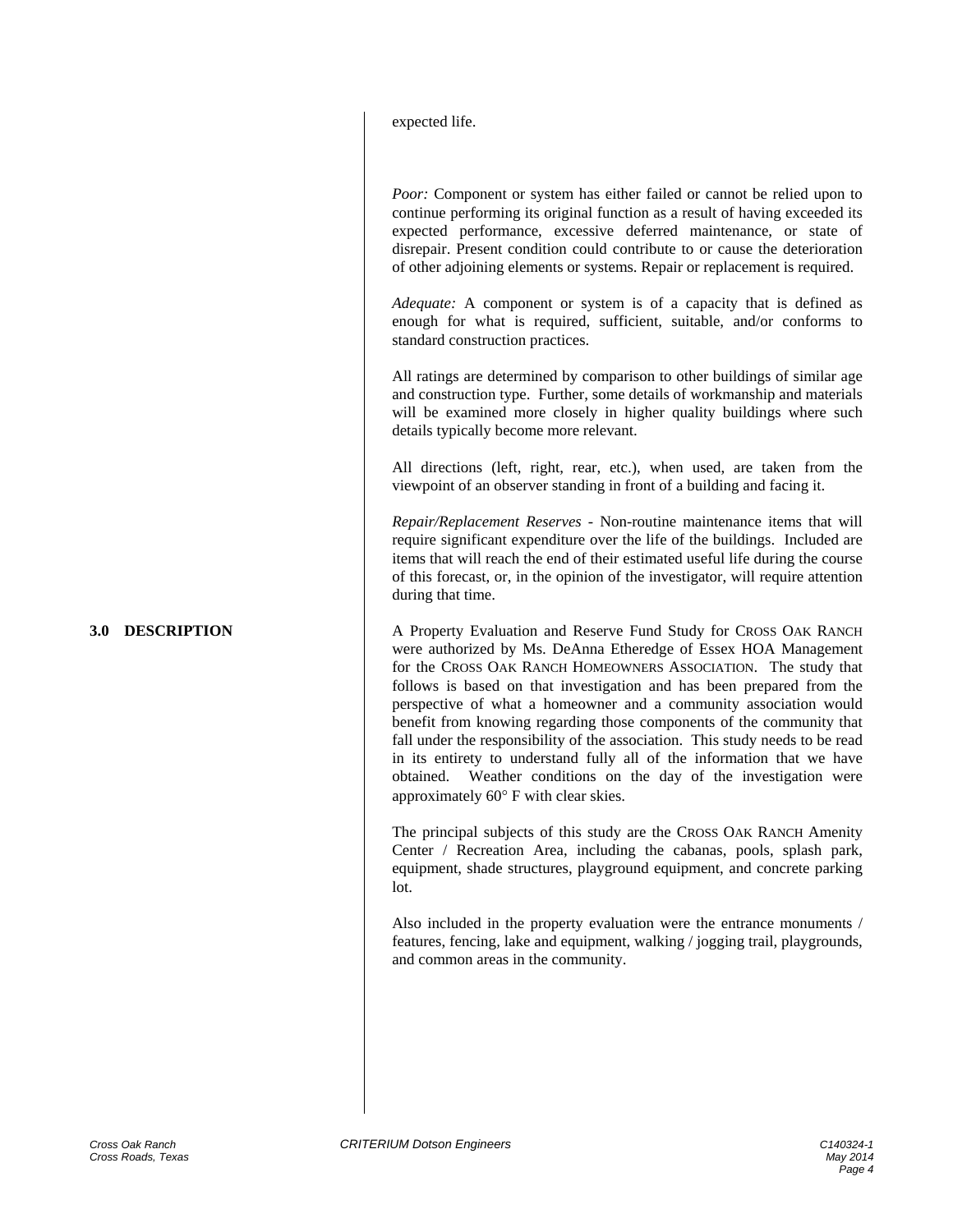expected life.

*Poor:* Component or system has either failed or cannot be relied upon to continue performing its original function as a result of having exceeded its expected performance, excessive deferred maintenance, or state of disrepair. Present condition could contribute to or cause the deterioration of other adjoining elements or systems. Repair or replacement is required.

*Adequate:* A component or system is of a capacity that is defined as enough for what is required, sufficient, suitable, and/or conforms to standard construction practices.

All ratings are determined by comparison to other buildings of similar age and construction type. Further, some details of workmanship and materials will be examined more closely in higher quality buildings where such details typically become more relevant.

All directions (left, right, rear, etc.), when used, are taken from the viewpoint of an observer standing in front of a building and facing it.

*Repair/Replacement Reserves* - Non-routine maintenance items that will require significant expenditure over the life of the buildings. Included are items that will reach the end of their estimated useful life during the course of this forecast, or, in the opinion of the investigator, will require attention during that time.

## 3.0 DESCRIPTION

A Property Evaluation and Reserve Fund Study for CROSS OAK RANCH were authorized by Ms. DeAnna Etheredge of Essex HOA Management for the CROSS OAK RANCH HOMEOWNERS ASSOCIATION. The study that follows is based on that investigation and has been prepared from the perspective of what a homeowner and a community association would benefit from knowing regarding those components of the community that fall under the responsibility of the association. This study needs to be read in its entirety to understand fully all of the information that we have obtained. Weather conditions on the day of the investigation were approximately 60° F with clear skies.

The principal subjects of this study are the CROSS OAK RANCH Amenity Center / Recreation Area, including the cabanas, pools, splash park, equipment, shade structures, playground equipment, and concrete parking lot.

Also included in the property evaluation were the entrance monuments / features, fencing, lake and equipment, walking / jogging trail, playgrounds, and common areas in the community.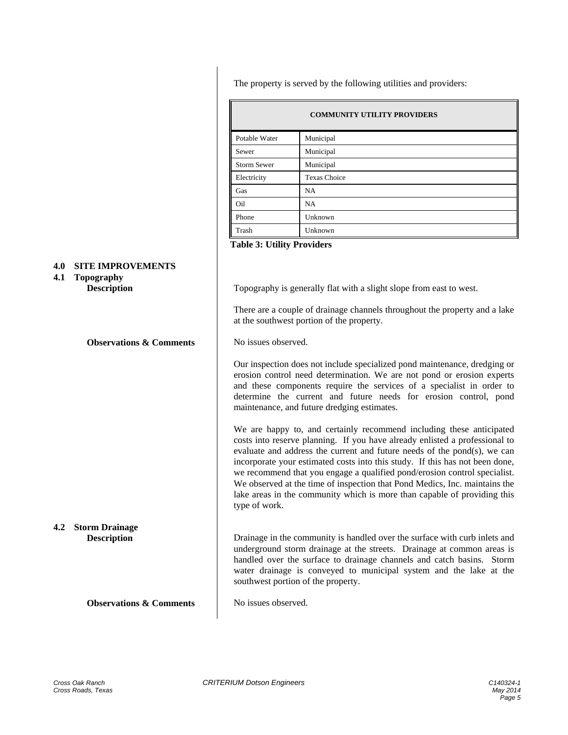The property is served by the following utilities and providers:

| COMMUNITY UTILITY PROVIDERS | |
|---|---|
| Potable Water | Municipal |
| Sewer | Municipal |
| Storm Sewer | Municipal |
| Electricity | Texas Choice |
| Gas | NA |
| Oil | NA |
| Phone | Unknown |
| Trash | Unknown |

**Table 3: Utility Providers**

## 4.0 SITE IMPROVEMENTS

### 4.1 Topography

**Description**

Topography is generally flat with a slight slope from east to west.

There are a couple of drainage channels throughout the property and a lake at the southwest portion of the property.

**Observations & Comments**

No issues observed.

Our inspection does not include specialized pond maintenance, dredging or erosion control need determination. We are not pond or erosion experts and these components require the services of a specialist in order to determine the current and future needs for erosion control, pond maintenance, and future dredging estimates.

We are happy to, and certainly recommend including these anticipated costs into reserve planning. If you have already enlisted a professional to evaluate and address the current and future needs of the pond(s), we can incorporate your estimated costs into this study. If this has not been done, we recommend that you engage a qualified pond/erosion control specialist. We observed at the time of inspection that Pond Medics, Inc. maintains the lake areas in the community which is more than capable of providing this type of work.

### 4.2 Storm Drainage

**Description**

Drainage in the community is handled over the surface with curb inlets and underground storm drainage at the streets. Drainage at common areas is handled over the surface to drainage channels and catch basins. Storm water drainage is conveyed to municipal system and the lake at the southwest portion of the property.

**Observations & Comments**

No issues observed.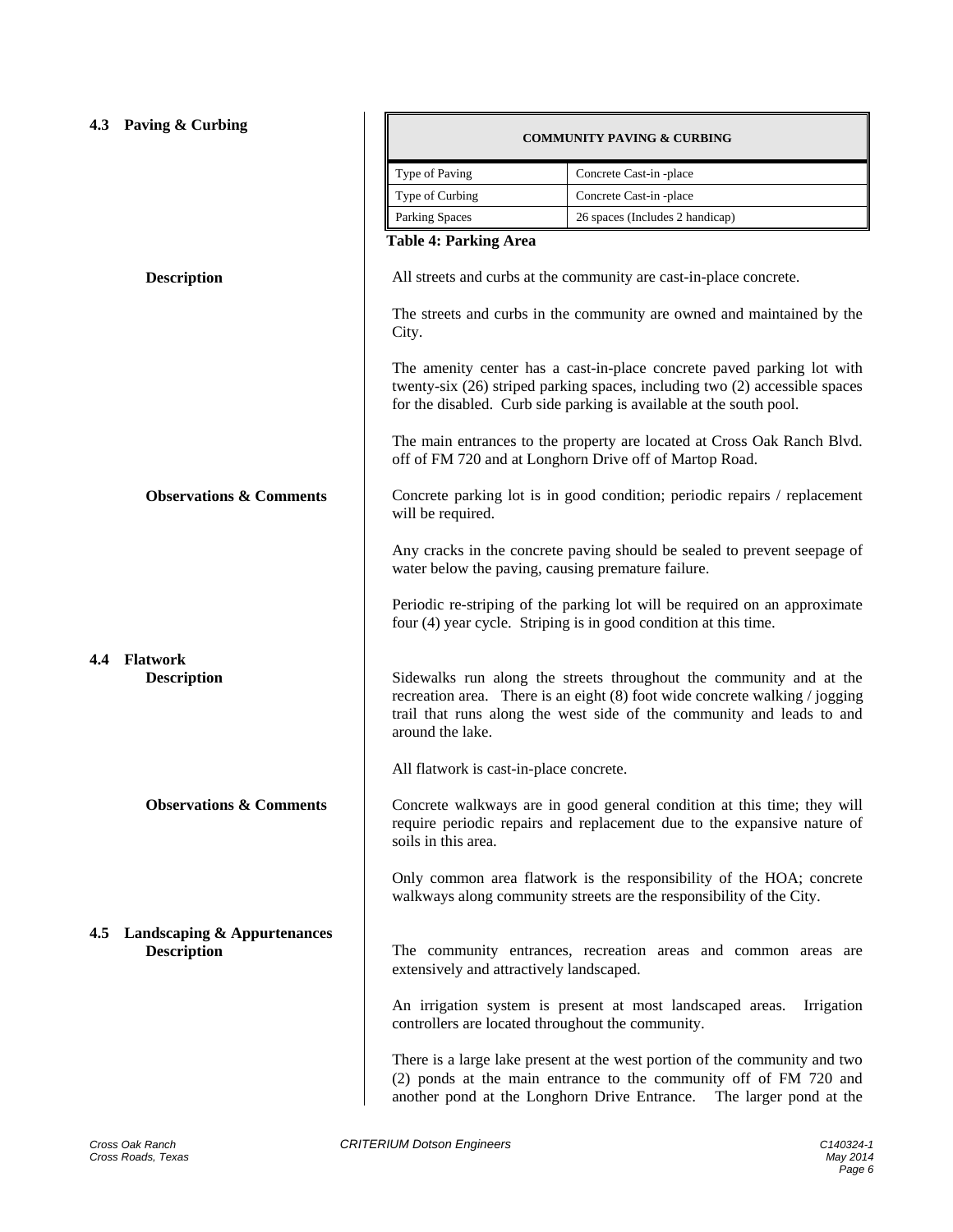## 4.3 Paving & Curbing

| COMMUNITY PAVING & CURBING | |
|---|---|
| Type of Paving | Concrete Cast-in -place |
| Type of Curbing | Concrete Cast-in -place |
| Parking Spaces | 26 spaces (Includes 2 handicap) |

**Table 4: Parking Area**

**Description**

All streets and curbs at the community are cast-in-place concrete.

The streets and curbs in the community are owned and maintained by the City.

The amenity center has a cast-in-place concrete paved parking lot with twenty-six (26) striped parking spaces, including two (2) accessible spaces for the disabled. Curb side parking is available at the south pool.

The main entrances to the property are located at Cross Oak Ranch Blvd. off of FM 720 and at Longhorn Drive off of Martop Road.

**Observations & Comments**

Concrete parking lot is in good condition; periodic repairs / replacement will be required.

Any cracks in the concrete paving should be sealed to prevent seepage of water below the paving, causing premature failure.

Periodic re-striping of the parking lot will be required on an approximate four (4) year cycle. Striping is in good condition at this time.

## 4.4 Flatwork

**Description**

Sidewalks run along the streets throughout the community and at the recreation area. There is an eight (8) foot wide concrete walking / jogging trail that runs along the west side of the community and leads to and around the lake.

All flatwork is cast-in-place concrete.

**Observations & Comments**

Concrete walkways are in good general condition at this time; they will require periodic repairs and replacement due to the expansive nature of soils in this area.

Only common area flatwork is the responsibility of the HOA; concrete walkways along community streets are the responsibility of the City.

## 4.5 Landscaping & Appurtenances

**Description**

The community entrances, recreation areas and common areas are extensively and attractively landscaped.

An irrigation system is present at most landscaped areas. Irrigation controllers are located throughout the community.

There is a large lake present at the west portion of the community and two (2) ponds at the main entrance to the community off of FM 720 and another pond at the Longhorn Drive Entrance. The larger pond at the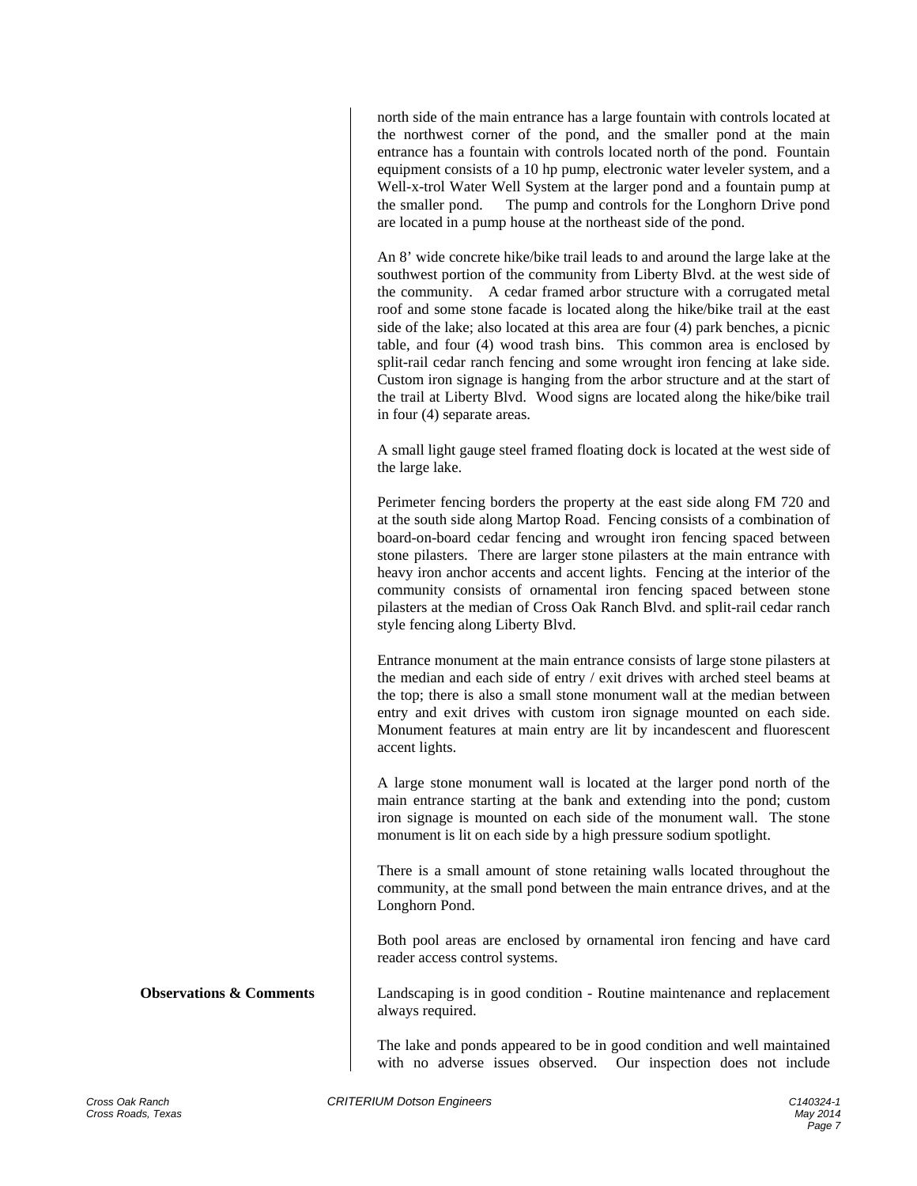north side of the main entrance has a large fountain with controls located at the northwest corner of the pond, and the smaller pond at the main entrance has a fountain with controls located north of the pond. Fountain equipment consists of a 10 hp pump, electronic water leveler system, and a Well-x-trol Water Well System at the larger pond and a fountain pump at the smaller pond. The pump and controls for the Longhorn Drive pond are located in a pump house at the northeast side of the pond.

An 8' wide concrete hike/bike trail leads to and around the large lake at the southwest portion of the community from Liberty Blvd. at the west side of the community. A cedar framed arbor structure with a corrugated metal roof and some stone facade is located along the hike/bike trail at the east side of the lake; also located at this area are four (4) park benches, a picnic table, and four (4) wood trash bins. This common area is enclosed by split-rail cedar ranch fencing and some wrought iron fencing at lake side. Custom iron signage is hanging from the arbor structure and at the start of the trail at Liberty Blvd. Wood signs are located along the hike/bike trail in four (4) separate areas.

A small light gauge steel framed floating dock is located at the west side of the large lake.

Perimeter fencing borders the property at the east side along FM 720 and at the south side along Martop Road. Fencing consists of a combination of board-on-board cedar fencing and wrought iron fencing spaced between stone pilasters. There are larger stone pilasters at the main entrance with heavy iron anchor accents and accent lights. Fencing at the interior of the community consists of ornamental iron fencing spaced between stone pilasters at the median of Cross Oak Ranch Blvd. and split-rail cedar ranch style fencing along Liberty Blvd.

Entrance monument at the main entrance consists of large stone pilasters at the median and each side of entry / exit drives with arched steel beams at the top; there is also a small stone monument wall at the median between entry and exit drives with custom iron signage mounted on each side. Monument features at main entry are lit by incandescent and fluorescent accent lights.

A large stone monument wall is located at the larger pond north of the main entrance starting at the bank and extending into the pond; custom iron signage is mounted on each side of the monument wall. The stone monument is lit on each side by a high pressure sodium spotlight.

There is a small amount of stone retaining walls located throughout the community, at the small pond between the main entrance drives, and at the Longhorn Pond.

Both pool areas are enclosed by ornamental iron fencing and have card reader access control systems.

**Observations & Comments**

Landscaping is in good condition - Routine maintenance and replacement always required.

The lake and ponds appeared to be in good condition and well maintained with no adverse issues observed. Our inspection does not include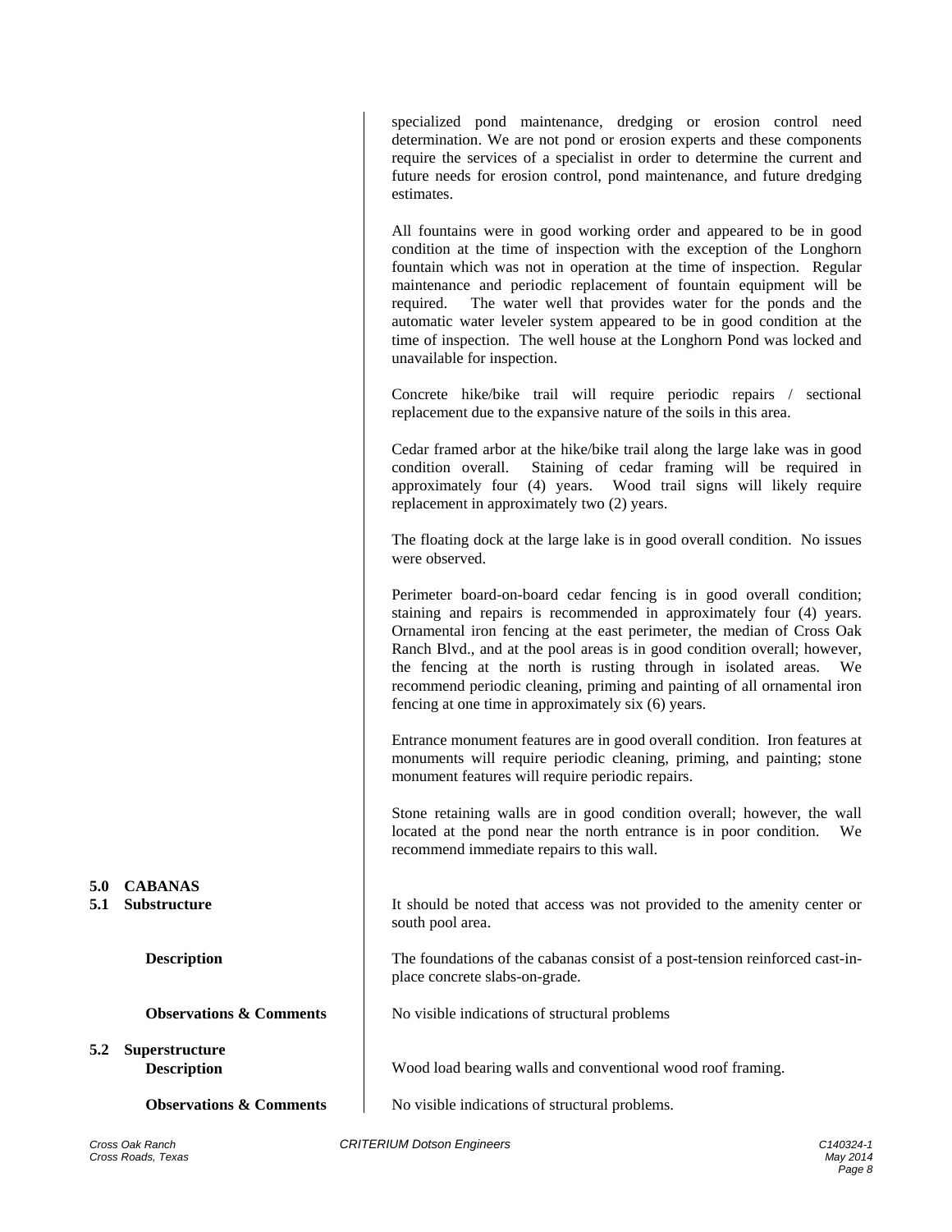specialized pond maintenance, dredging or erosion control need determination. We are not pond or erosion experts and these components require the services of a specialist in order to determine the current and future needs for erosion control, pond maintenance, and future dredging estimates.

All fountains were in good working order and appeared to be in good condition at the time of inspection with the exception of the Longhorn fountain which was not in operation at the time of inspection. Regular maintenance and periodic replacement of fountain equipment will be required. The water well that provides water for the ponds and the automatic water leveler system appeared to be in good condition at the time of inspection. The well house at the Longhorn Pond was locked and unavailable for inspection.

Concrete hike/bike trail will require periodic repairs / sectional replacement due to the expansive nature of the soils in this area.

Cedar framed arbor at the hike/bike trail along the large lake was in good condition overall. Staining of cedar framing will be required in approximately four (4) years. Wood trail signs will likely require replacement in approximately two (2) years.

The floating dock at the large lake is in good overall condition. No issues were observed.

Perimeter board-on-board cedar fencing is in good overall condition; staining and repairs is recommended in approximately four (4) years. Ornamental iron fencing at the east perimeter, the median of Cross Oak Ranch Blvd., and at the pool areas is in good condition overall; however, the fencing at the north is rusting through in isolated areas. We recommend periodic cleaning, priming and painting of all ornamental iron fencing at one time in approximately six (6) years.

Entrance monument features are in good overall condition. Iron features at monuments will require periodic cleaning, priming, and painting; stone monument features will require periodic repairs.

Stone retaining walls are in good condition overall; however, the wall located at the pond near the north entrance is in poor condition. We recommend immediate repairs to this wall.

## 5.0 CABANAS

### 5.1 Substructure

It should be noted that access was not provided to the amenity center or south pool area.

**Description**

The foundations of the cabanas consist of a post-tension reinforced cast-in-place concrete slabs-on-grade.

**Observations & Comments**

No visible indications of structural problems

### 5.2 Superstructure

**Description**

Wood load bearing walls and conventional wood roof framing.

**Observations & Comments**

No visible indications of structural problems.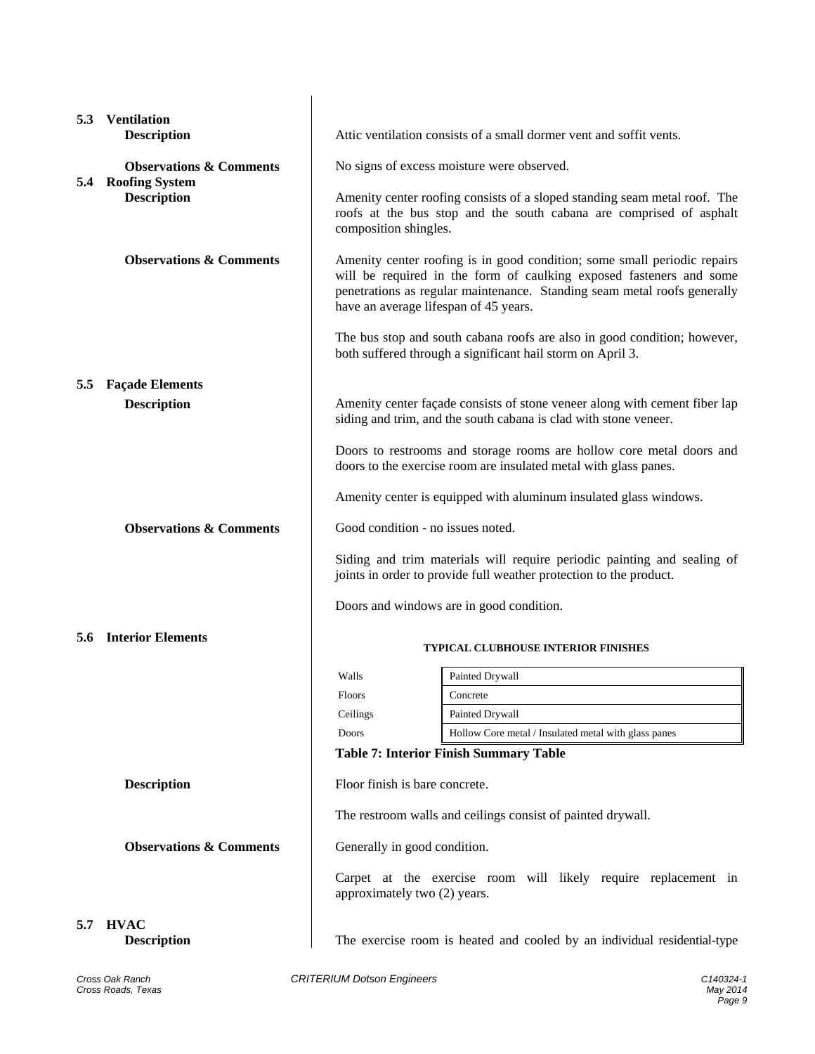## 5.3 Ventilation

**Description**

Attic ventilation consists of a small dormer vent and soffit vents.

**Observations & Comments**

No signs of excess moisture were observed.

## 5.4 Roofing System

**Description**

Amenity center roofing consists of a sloped standing seam metal roof. The roofs at the bus stop and the south cabana are comprised of asphalt composition shingles.

**Observations & Comments**

Amenity center roofing is in good condition; some small periodic repairs will be required in the form of caulking exposed fasteners and some penetrations as regular maintenance. Standing seam metal roofs generally have an average lifespan of 45 years.

The bus stop and south cabana roofs are also in good condition; however, both suffered through a significant hail storm on April 3.

## 5.5 Façade Elements

**Description**

Amenity center façade consists of stone veneer along with cement fiber lap siding and trim, and the south cabana is clad with stone veneer.

Doors to restrooms and storage rooms are hollow core metal doors and doors to the exercise room are insulated metal with glass panes.

Amenity center is equipped with aluminum insulated glass windows.

**Observations & Comments**

Good condition - no issues noted.

Siding and trim materials will require periodic painting and sealing of joints in order to provide full weather protection to the product.

Doors and windows are in good condition.

## 5.6 Interior Elements

**TYPICAL CLUBHOUSE INTERIOR FINISHES**

| | |
|---|---|
| Walls | Painted Drywall |
| Floors | Concrete |
| Ceilings | Painted Drywall |
| Doors | Hollow Core metal / Insulated metal with glass panes |

**Table 7: Interior Finish Summary Table**

**Description**

Floor finish is bare concrete.

The restroom walls and ceilings consist of painted drywall.

**Observations & Comments**

Generally in good condition.

Carpet at the exercise room will likely require replacement in approximately two (2) years.

## 5.7 HVAC

**Description**

The exercise room is heated and cooled by an individual residential-type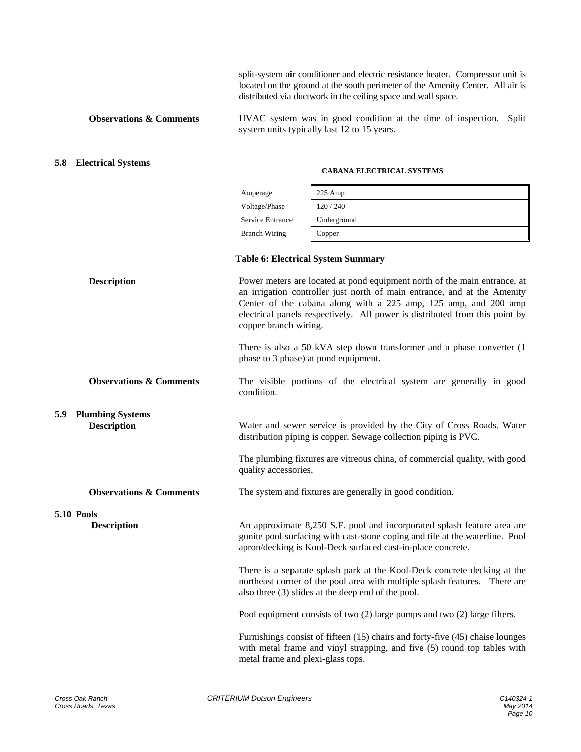split-system air conditioner and electric resistance heater. Compressor unit is located on the ground at the south perimeter of the Amenity Center. All air is distributed via ductwork in the ceiling space and wall space.

**Observations & Comments**

HVAC system was in good condition at the time of inspection. Split system units typically last 12 to 15 years.

## 5.8 Electrical Systems

**CABANA ELECTRICAL SYSTEMS**

| | |
|---|---|
| Amperage | 225 Amp |
| Voltage/Phase | 120 / 240 |
| Service Entrance | Underground |
| Branch Wiring | Copper |

**Table 6: Electrical System Summary**

**Description**

Power meters are located at pond equipment north of the main entrance, at an irrigation controller just north of main entrance, and at the Amenity Center of the cabana along with a 225 amp, 125 amp, and 200 amp electrical panels respectively. All power is distributed from this point by copper branch wiring.

There is also a 50 kVA step down transformer and a phase converter (1 phase to 3 phase) at pond equipment.

**Observations & Comments**

The visible portions of the electrical system are generally in good condition.

## 5.9 Plumbing Systems

**Description**

Water and sewer service is provided by the City of Cross Roads. Water distribution piping is copper. Sewage collection piping is PVC.

The plumbing fixtures are vitreous china, of commercial quality, with good quality accessories.

**Observations & Comments**

The system and fixtures are generally in good condition.

## 5.10 Pools

**Description**

An approximate 8,250 S.F. pool and incorporated splash feature area are gunite pool surfacing with cast-stone coping and tile at the waterline. Pool apron/decking is Kool-Deck surfaced cast-in-place concrete.

There is a separate splash park at the Kool-Deck concrete decking at the northeast corner of the pool area with multiple splash features. There are also three (3) slides at the deep end of the pool.

Pool equipment consists of two (2) large pumps and two (2) large filters.

Furnishings consist of fifteen (15) chairs and forty-five (45) chaise lounges with metal frame and vinyl strapping, and five (5) round top tables with metal frame and plexi-glass tops.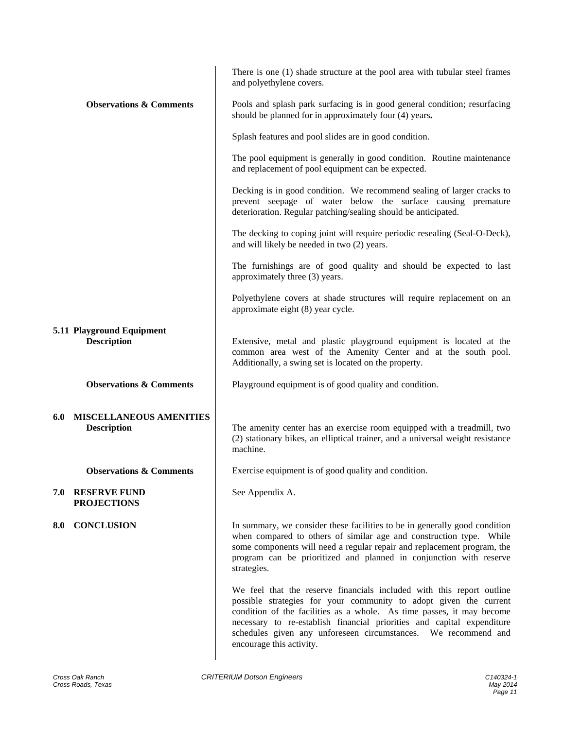There is one (1) shade structure at the pool area with tubular steel frames and polyethylene covers.

**Observations & Comments**

Pools and splash park surfacing is in good general condition; resurfacing should be planned for in approximately four (4) years**.**

Splash features and pool slides are in good condition.

The pool equipment is generally in good condition. Routine maintenance and replacement of pool equipment can be expected.

Decking is in good condition. We recommend sealing of larger cracks to prevent seepage of water below the surface causing premature deterioration. Regular patching/sealing should be anticipated.

The decking to coping joint will require periodic resealing (Seal-O-Deck), and will likely be needed in two (2) years.

The furnishings are of good quality and should be expected to last approximately three (3) years.

Polyethylene covers at shade structures will require replacement on an approximate eight (8) year cycle.

### 5.11 Playground Equipment

**Description**

Extensive, metal and plastic playground equipment is located at the common area west of the Amenity Center and at the south pool. Additionally, a swing set is located on the property.

**Observations & Comments**

Playground equipment is of good quality and condition.

## 6.0 MISCELLANEOUS AMENITIES

**Description**

The amenity center has an exercise room equipped with a treadmill, two (2) stationary bikes, an elliptical trainer, and a universal weight resistance machine.

**Observations & Comments**

Exercise equipment is of good quality and condition.

## 7.0 RESERVE FUND PROJECTIONS

See Appendix A.

## 8.0 CONCLUSION

In summary, we consider these facilities to be in generally good condition when compared to others of similar age and construction type. While some components will need a regular repair and replacement program, the program can be prioritized and planned in conjunction with reserve strategies.

We feel that the reserve financials included with this report outline possible strategies for your community to adopt given the current condition of the facilities as a whole. As time passes, it may become necessary to re-establish financial priorities and capital expenditure schedules given any unforeseen circumstances. We recommend and encourage this activity.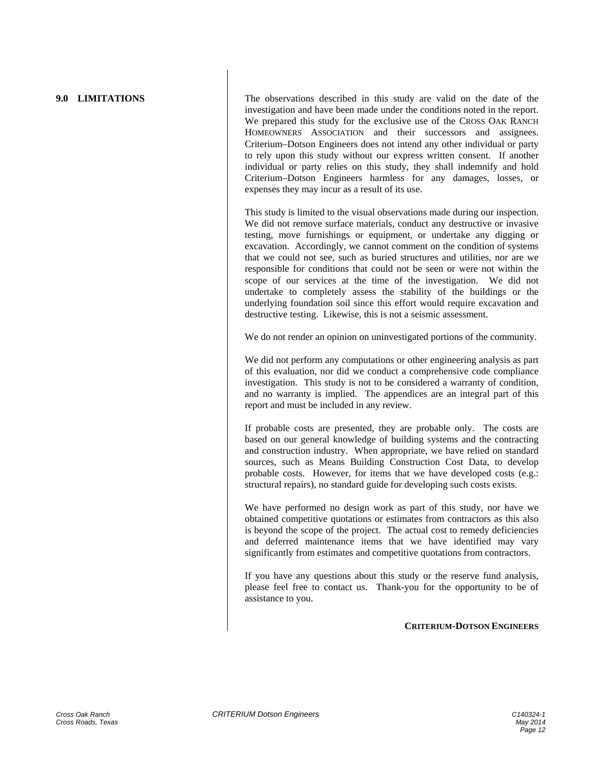## 9.0 LIMITATIONS

The observations described in this study are valid on the date of the investigation and have been made under the conditions noted in the report. We prepared this study for the exclusive use of the CROSS OAK RANCH HOMEOWNERS ASSOCIATION and their successors and assignees. Criterium–Dotson Engineers does not intend any other individual or party to rely upon this study without our express written consent. If another individual or party relies on this study, they shall indemnify and hold Criterium–Dotson Engineers harmless for any damages, losses, or expenses they may incur as a result of its use.

This study is limited to the visual observations made during our inspection. We did not remove surface materials, conduct any destructive or invasive testing, move furnishings or equipment, or undertake any digging or excavation. Accordingly, we cannot comment on the condition of systems that we could not see, such as buried structures and utilities, nor are we responsible for conditions that could not be seen or were not within the scope of our services at the time of the investigation. We did not undertake to completely assess the stability of the buildings or the underlying foundation soil since this effort would require excavation and destructive testing. Likewise, this is not a seismic assessment.

We do not render an opinion on uninvestigated portions of the community.

We did not perform any computations or other engineering analysis as part of this evaluation, nor did we conduct a comprehensive code compliance investigation. This study is not to be considered a warranty of condition, and no warranty is implied. The appendices are an integral part of this report and must be included in any review.

If probable costs are presented, they are probable only. The costs are based on our general knowledge of building systems and the contracting and construction industry. When appropriate, we have relied on standard sources, such as Means Building Construction Cost Data, to develop probable costs. However, for items that we have developed costs (e.g.: structural repairs), no standard guide for developing such costs exists.

We have performed no design work as part of this study, nor have we obtained competitive quotations or estimates from contractors as this also is beyond the scope of the project. The actual cost to remedy deficiencies and deferred maintenance items that we have identified may vary significantly from estimates and competitive quotations from contractors.

If you have any questions about this study or the reserve fund analysis, please feel free to contact us. Thank-you for the opportunity to be of assistance to you.

**CRITERIUM-DOTSON ENGINEERS**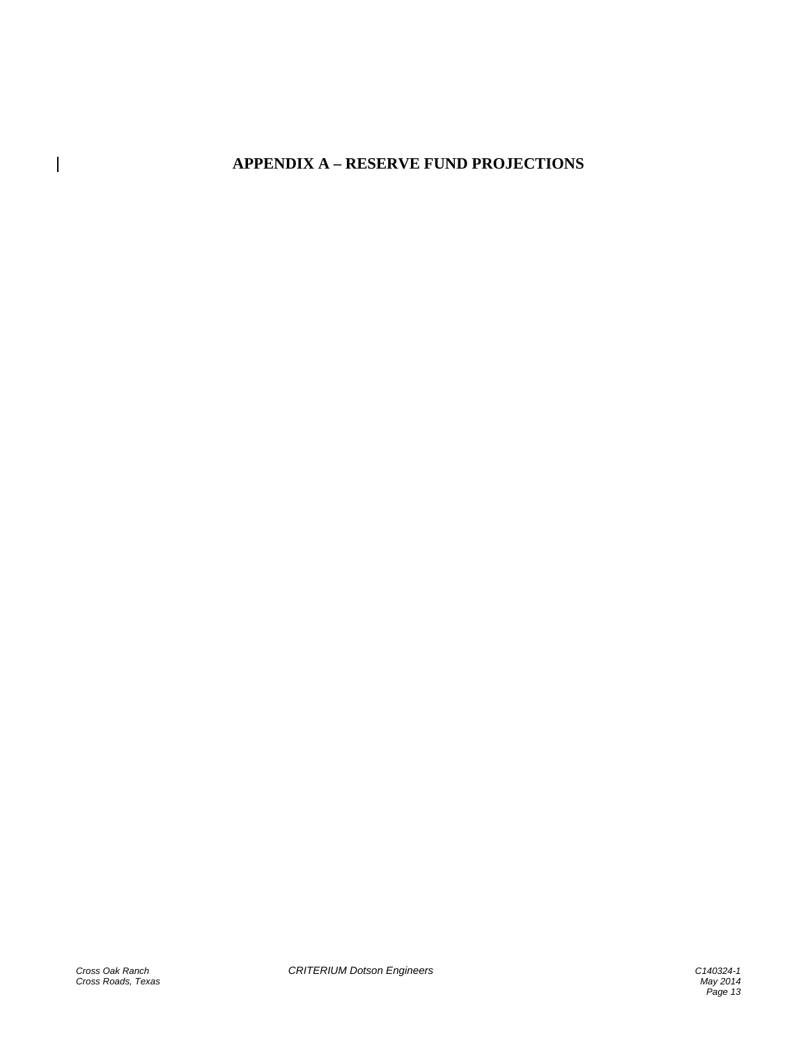# APPENDIX A – RESERVE FUND PROJECTIONS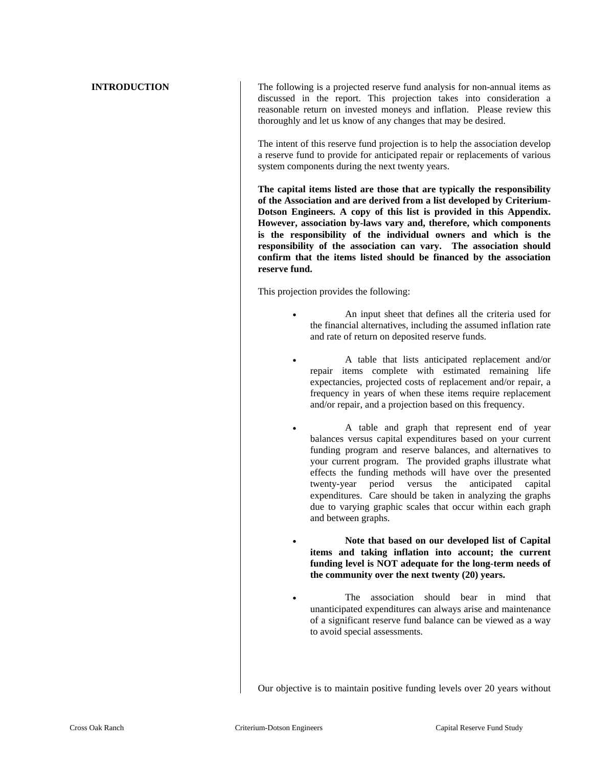## INTRODUCTION

The following is a projected reserve fund analysis for non-annual items as discussed in the report. This projection takes into consideration a reasonable return on invested moneys and inflation. Please review this thoroughly and let us know of any changes that may be desired.

The intent of this reserve fund projection is to help the association develop a reserve fund to provide for anticipated repair or replacements of various system components during the next twenty years.

**The capital items listed are those that are typically the responsibility of the Association and are derived from a list developed by Criterium-Dotson Engineers. A copy of this list is provided in this Appendix. However, association by-laws vary and, therefore, which components is the responsibility of the individual owners and which is the responsibility of the association can vary. The association should confirm that the items listed should be financed by the association reserve fund.**

This projection provides the following:

- An input sheet that defines all the criteria used for the financial alternatives, including the assumed inflation rate and rate of return on deposited reserve funds.
- A table that lists anticipated replacement and/or repair items complete with estimated remaining life expectancies, projected costs of replacement and/or repair, a frequency in years of when these items require replacement and/or repair, and a projection based on this frequency.
- A table and graph that represent end of year balances versus capital expenditures based on your current funding program and reserve balances, and alternatives to your current program. The provided graphs illustrate what effects the funding methods will have over the presented twenty-year period versus the anticipated capital expenditures. Care should be taken in analyzing the graphs due to varying graphic scales that occur within each graph and between graphs.
- **Note that based on our developed list of Capital items and taking inflation into account; the current funding level is NOT adequate for the long-term needs of the community over the next twenty (20) years.**
- The association should bear in mind that unanticipated expenditures can always arise and maintenance of a significant reserve fund balance can be viewed as a way to avoid special assessments.

Our objective is to maintain positive funding levels over 20 years without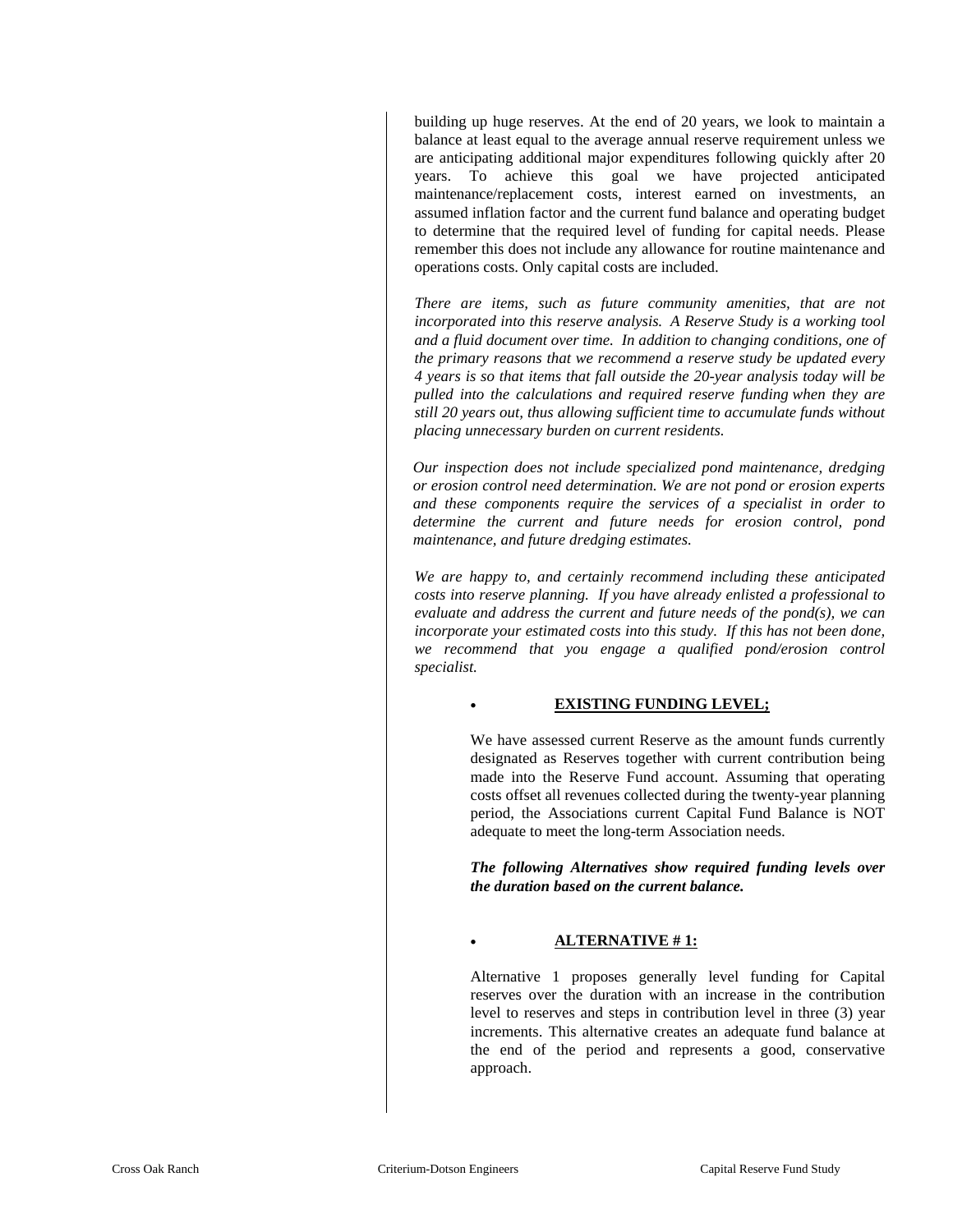building up huge reserves. At the end of 20 years, we look to maintain a balance at least equal to the average annual reserve requirement unless we are anticipating additional major expenditures following quickly after 20 years. To achieve this goal we have projected anticipated maintenance/replacement costs, interest earned on investments, an assumed inflation factor and the current fund balance and operating budget to determine that the required level of funding for capital needs. Please remember this does not include any allowance for routine maintenance and operations costs. Only capital costs are included.

*There are items, such as future community amenities, that are not incorporated into this reserve analysis. A Reserve Study is a working tool and a fluid document over time. In addition to changing conditions, one of the primary reasons that we recommend a reserve study be updated every 4 years is so that items that fall outside the 20-year analysis today will be pulled into the calculations and required reserve funding when they are still 20 years out, thus allowing sufficient time to accumulate funds without placing unnecessary burden on current residents.*

*Our inspection does not include specialized pond maintenance, dredging or erosion control need determination. We are not pond or erosion experts and these components require the services of a specialist in order to determine the current and future needs for erosion control, pond maintenance, and future dredging estimates.*

*We are happy to, and certainly recommend including these anticipated costs into reserve planning. If you have already enlisted a professional to evaluate and address the current and future needs of the pond(s), we can incorporate your estimated costs into this study. If this has not been done, we recommend that you engage a qualified pond/erosion control specialist.*

- **EXISTING FUNDING LEVEL;**

We have assessed current Reserve as the amount funds currently designated as Reserves together with current contribution being made into the Reserve Fund account. Assuming that operating costs offset all revenues collected during the twenty-year planning period, the Associations current Capital Fund Balance is NOT adequate to meet the long-term Association needs.

***The following Alternatives show required funding levels over the duration based on the current balance.***

- **ALTERNATIVE # 1:**

Alternative 1 proposes generally level funding for Capital reserves over the duration with an increase in the contribution level to reserves and steps in contribution level in three (3) year increments. This alternative creates an adequate fund balance at the end of the period and represents a good, conservative approach.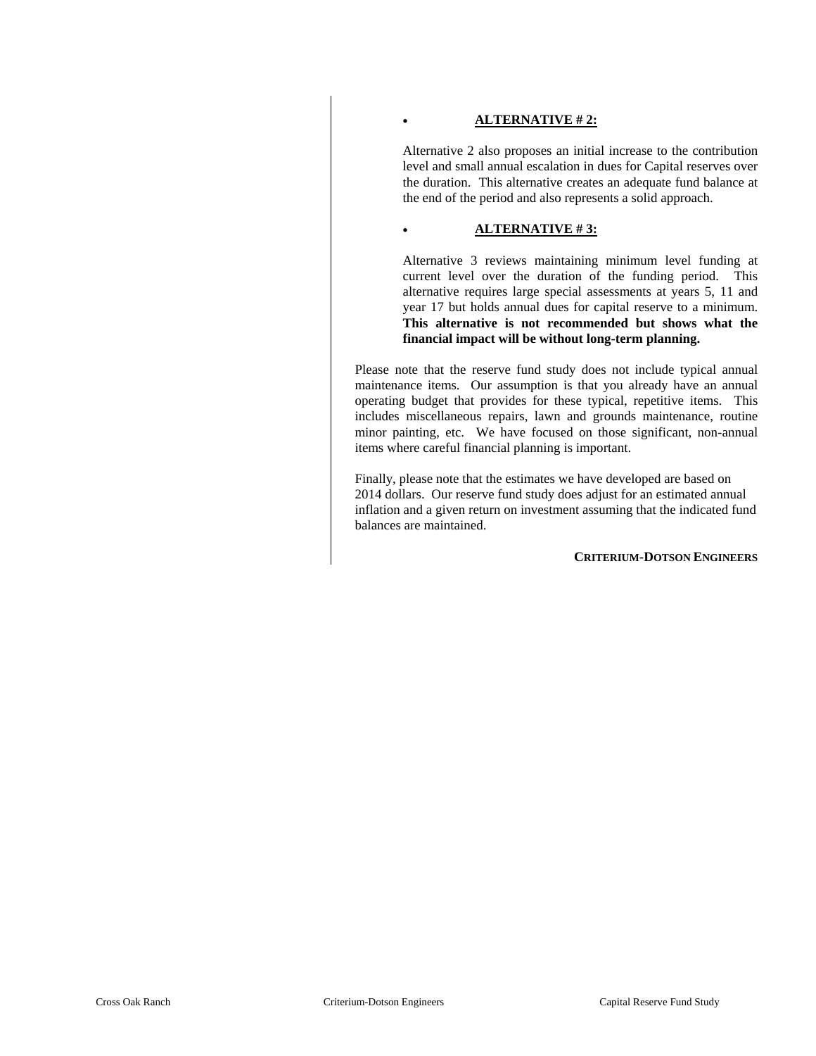- **ALTERNATIVE # 2:**

  Alternative 2 also proposes an initial increase to the contribution level and small annual escalation in dues for Capital reserves over the duration. This alternative creates an adequate fund balance at the end of the period and also represents a solid approach.

- **ALTERNATIVE # 3:**

  Alternative 3 reviews maintaining minimum level funding at current level over the duration of the funding period. This alternative requires large special assessments at years 5, 11 and year 17 but holds annual dues for capital reserve to a minimum. **This alternative is not recommended but shows what the financial impact will be without long-term planning.**

Please note that the reserve fund study does not include typical annual maintenance items. Our assumption is that you already have an annual operating budget that provides for these typical, repetitive items. This includes miscellaneous repairs, lawn and grounds maintenance, routine minor painting, etc. We have focused on those significant, non-annual items where careful financial planning is important.

Finally, please note that the estimates we have developed are based on 2014 dollars. Our reserve fund study does adjust for an estimated annual inflation and a given return on investment assuming that the indicated fund balances are maintained.

**CRITERIUM-DOTSON ENGINEERS**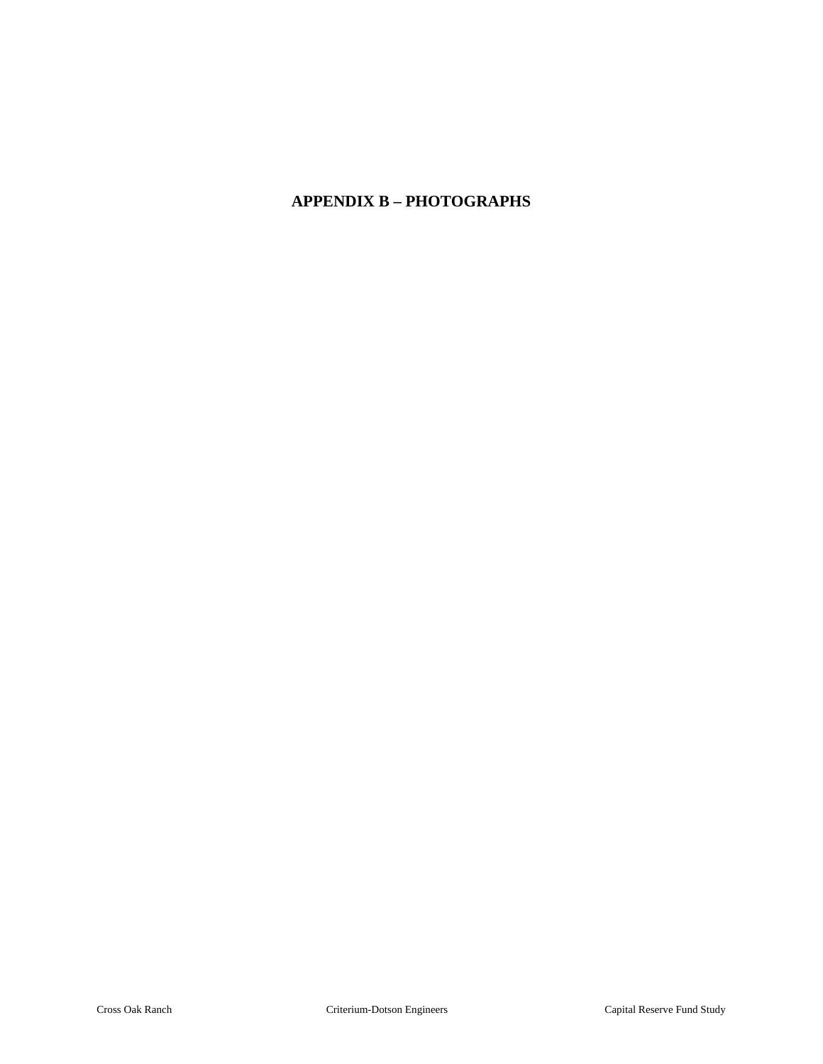# APPENDIX B – PHOTOGRAPHS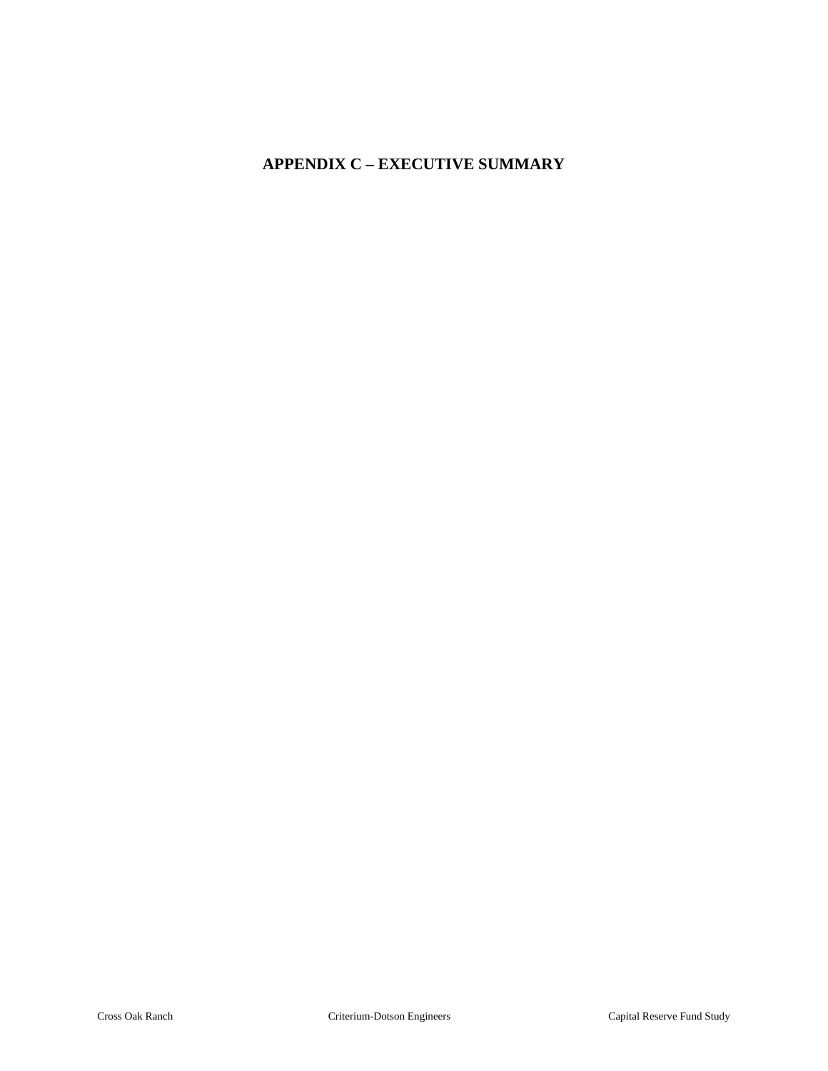# APPENDIX C – EXECUTIVE SUMMARY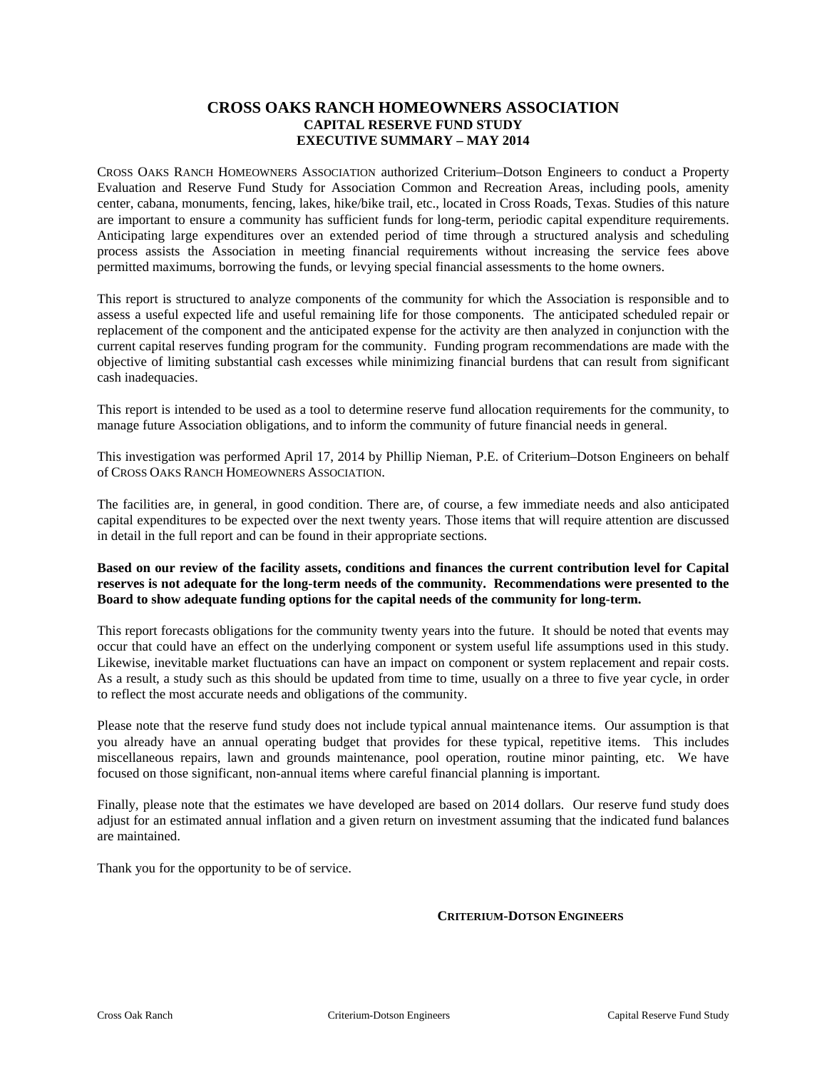# CROSS OAKS RANCH HOMEOWNERS ASSOCIATION
## CAPITAL RESERVE FUND STUDY
## EXECUTIVE SUMMARY – MAY 2014

CROSS OAKS RANCH HOMEOWNERS ASSOCIATION authorized Criterium–Dotson Engineers to conduct a Property Evaluation and Reserve Fund Study for Association Common and Recreation Areas, including pools, amenity center, cabana, monuments, fencing, lakes, hike/bike trail, etc., located in Cross Roads, Texas. Studies of this nature are important to ensure a community has sufficient funds for long-term, periodic capital expenditure requirements. Anticipating large expenditures over an extended period of time through a structured analysis and scheduling process assists the Association in meeting financial requirements without increasing the service fees above permitted maximums, borrowing the funds, or levying special financial assessments to the home owners.

This report is structured to analyze components of the community for which the Association is responsible and to assess a useful expected life and useful remaining life for those components. The anticipated scheduled repair or replacement of the component and the anticipated expense for the activity are then analyzed in conjunction with the current capital reserves funding program for the community. Funding program recommendations are made with the objective of limiting substantial cash excesses while minimizing financial burdens that can result from significant cash inadequacies.

This report is intended to be used as a tool to determine reserve fund allocation requirements for the community, to manage future Association obligations, and to inform the community of future financial needs in general.

This investigation was performed April 17, 2014 by Phillip Nieman, P.E. of Criterium–Dotson Engineers on behalf of CROSS OAKS RANCH HOMEOWNERS ASSOCIATION.

The facilities are, in general, in good condition. There are, of course, a few immediate needs and also anticipated capital expenditures to be expected over the next twenty years. Those items that will require attention are discussed in detail in the full report and can be found in their appropriate sections.

**Based on our review of the facility assets, conditions and finances the current contribution level for Capital reserves is not adequate for the long-term needs of the community. Recommendations were presented to the Board to show adequate funding options for the capital needs of the community for long-term.**

This report forecasts obligations for the community twenty years into the future. It should be noted that events may occur that could have an effect on the underlying component or system useful life assumptions used in this study. Likewise, inevitable market fluctuations can have an impact on component or system replacement and repair costs. As a result, a study such as this should be updated from time to time, usually on a three to five year cycle, in order to reflect the most accurate needs and obligations of the community.

Please note that the reserve fund study does not include typical annual maintenance items. Our assumption is that you already have an annual operating budget that provides for these typical, repetitive items. This includes miscellaneous repairs, lawn and grounds maintenance, pool operation, routine minor painting, etc. We have focused on those significant, non-annual items where careful financial planning is important.

Finally, please note that the estimates we have developed are based on 2014 dollars. Our reserve fund study does adjust for an estimated annual inflation and a given return on investment assuming that the indicated fund balances are maintained.

Thank you for the opportunity to be of service.

**CRITERIUM-DOTSON ENGINEERS**